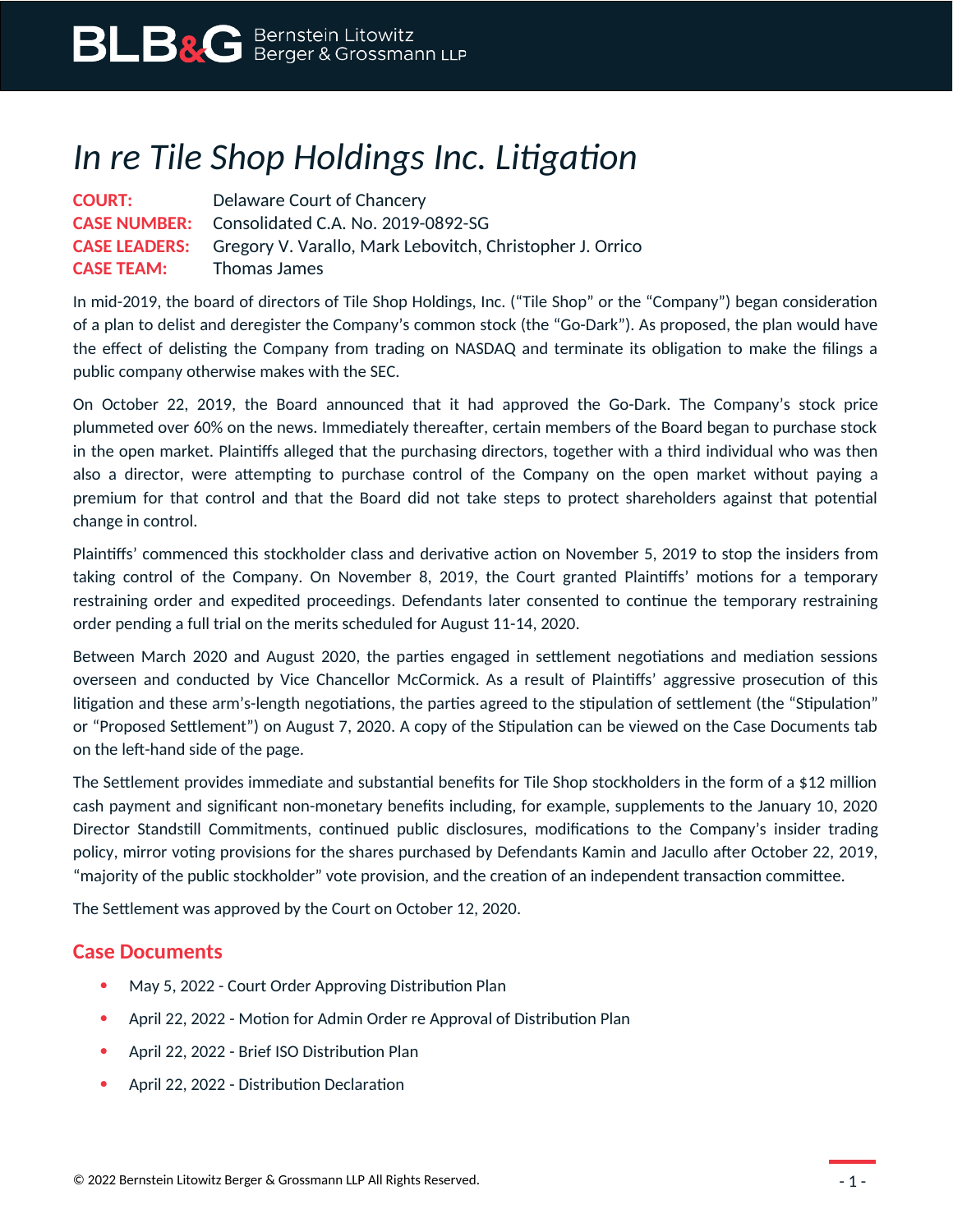# *In re Tile Shop Holdings Inc. Litigation*

**COURT:** Delaware Court of Chancery
**CASE NUMBER:** Consolidated C.A. No. 2019-0892-SG
**CASE LEADERS:** Gregory V. Varallo, Mark Lebovitch, Christopher J. Orrico
**CASE TEAM:** Thomas James

In mid-2019, the board of directors of Tile Shop Holdings, Inc. ("Tile Shop" or the "Company") began consideration of a plan to delist and deregister the Company's common stock (the "Go-Dark"). As proposed, the plan would have the effect of delisting the Company from trading on NASDAQ and terminate its obligation to make the filings a public company otherwise makes with the SEC.

On October 22, 2019, the Board announced that it had approved the Go-Dark. The Company's stock price plummeted over 60% on the news. Immediately thereafter, certain members of the Board began to purchase stock in the open market. Plaintiffs alleged that the purchasing directors, together with a third individual who was then also a director, were attempting to purchase control of the Company on the open market without paying a premium for that control and that the Board did not take steps to protect shareholders against that potential change in control.

Plaintiffs' commenced this stockholder class and derivative action on November 5, 2019 to stop the insiders from taking control of the Company. On November 8, 2019, the Court granted Plaintiffs' motions for a temporary restraining order and expedited proceedings. Defendants later consented to continue the temporary restraining order pending a full trial on the merits scheduled for August 11-14, 2020.

Between March 2020 and August 2020, the parties engaged in settlement negotiations and mediation sessions overseen and conducted by Vice Chancellor McCormick. As a result of Plaintiffs' aggressive prosecution of this litigation and these arm's-length negotiations, the parties agreed to the stipulation of settlement (the "Stipulation" or "Proposed Settlement") on August 7, 2020. A copy of the Stipulation can be viewed on the Case Documents tab on the left-hand side of the page.

The Settlement provides immediate and substantial benefits for Tile Shop stockholders in the form of a $12 million cash payment and significant non-monetary benefits including, for example, supplements to the January 10, 2020 Director Standstill Commitments, continued public disclosures, modifications to the Company's insider trading policy, mirror voting provisions for the shares purchased by Defendants Kamin and Jacullo after October 22, 2019, "majority of the public stockholder" vote provision, and the creation of an independent transaction committee.

The Settlement was approved by the Court on October 12, 2020.

## Case Documents

- May 5, 2022 - Court Order Approving Distribution Plan
- April 22, 2022 - Motion for Admin Order re Approval of Distribution Plan
- April 22, 2022 - Brief ISO Distribution Plan
- April 22, 2022 - Distribution Declaration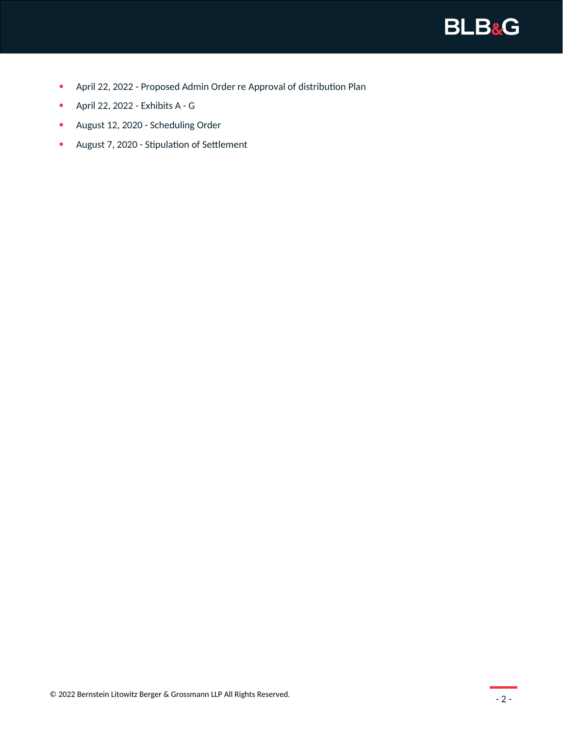- April 22, 2022 - Proposed Admin Order re Approval of distribution Plan
- April 22, 2022 - Exhibits A - G
- August 12, 2020 - Scheduling Order
- August 7, 2020 - Stipulation of Settlement